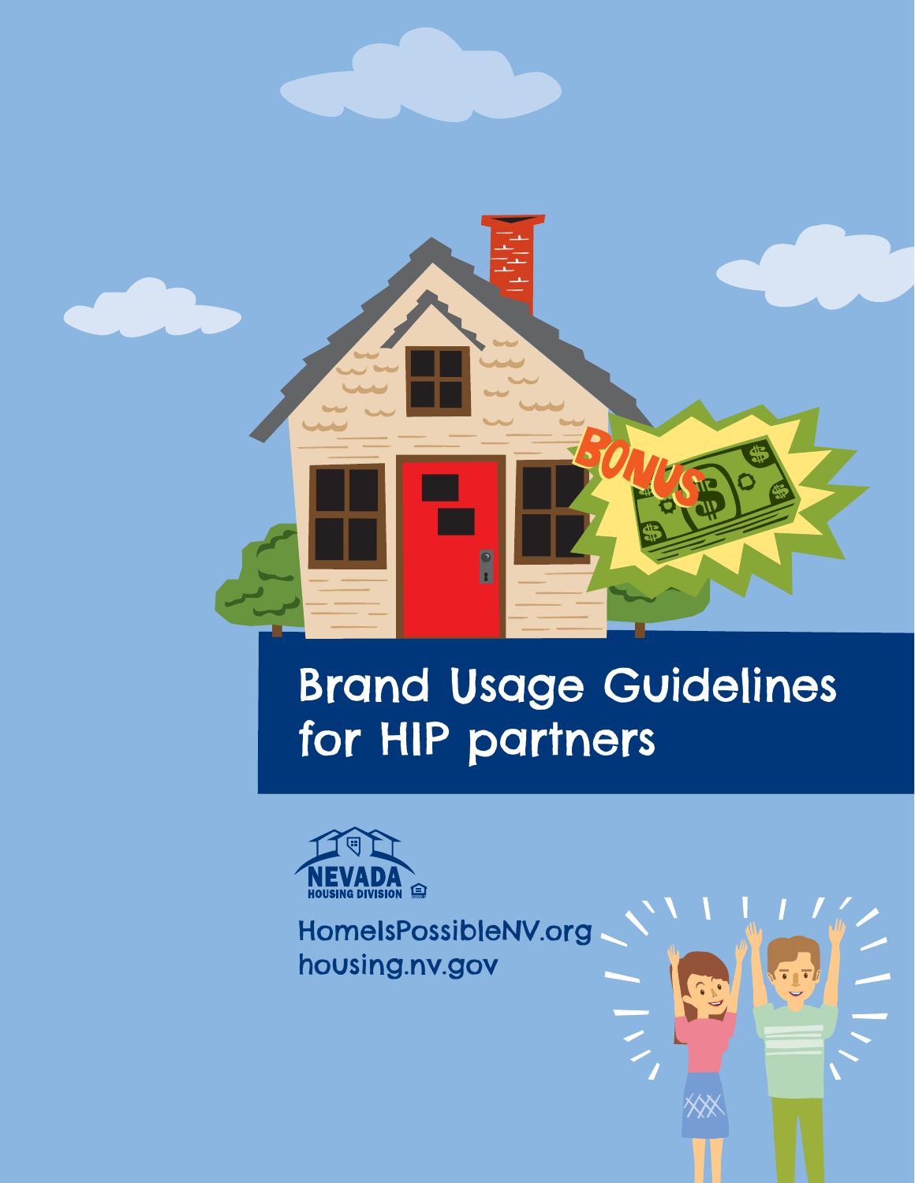# Brand Usage Guidelines for HIP partners

NEVADA HOUSING DIVISION

HomeIsPossibleNV.org
housing.nv.gov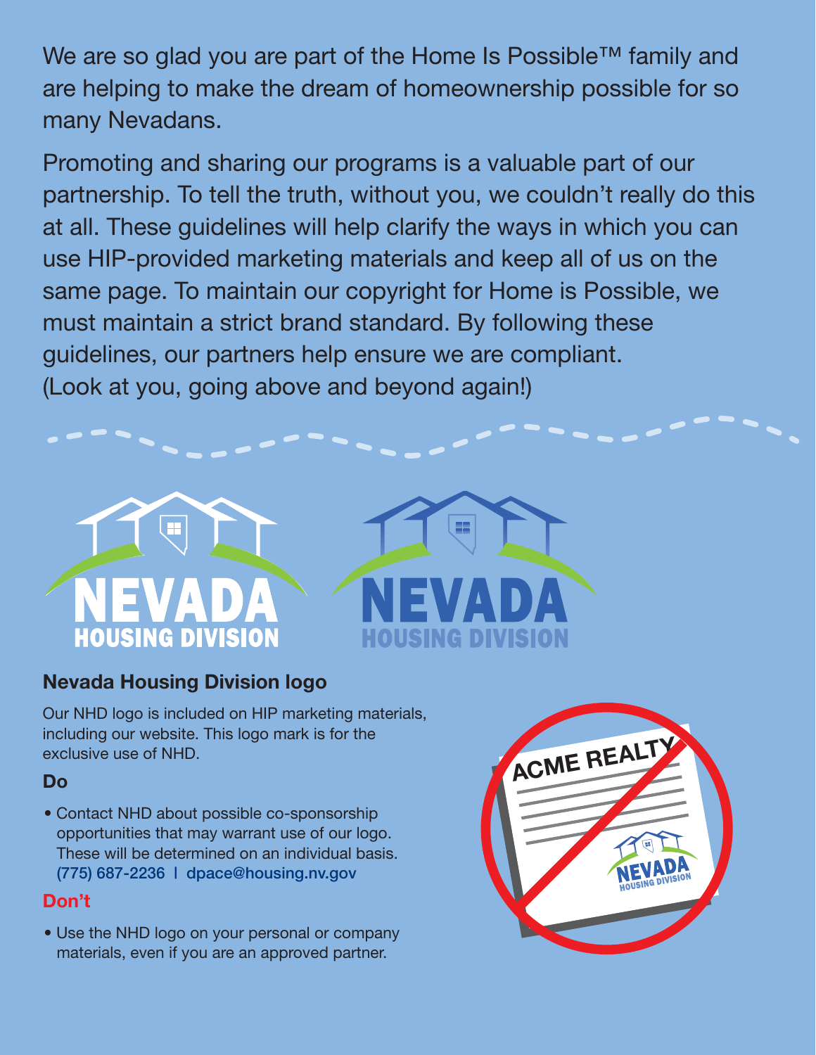We are so glad you are part of the Home Is Possible™ family and are helping to make the dream of homeownership possible for so many Nevadans.

Promoting and sharing our programs is a valuable part of our partnership. To tell the truth, without you, we couldn't really do this at all. These guidelines will help clarify the ways in which you can use HIP-provided marketing materials and keep all of us on the same page. To maintain our copyright for Home is Possible, we must maintain a strict brand standard. By following these guidelines, our partners help ensure we are compliant. (Look at you, going above and beyond again!)

### Nevada Housing Division logo

Our NHD logo is included on HIP marketing materials, including our website. This logo mark is for the exclusive use of NHD.

**Do**

- Contact NHD about possible co-sponsorship opportunities that may warrant use of our logo. These will be determined on an individual basis. (775) 687-2236 | dpace@housing.nv.gov

**Don't**

- Use the NHD logo on your personal or company materials, even if you are an approved partner.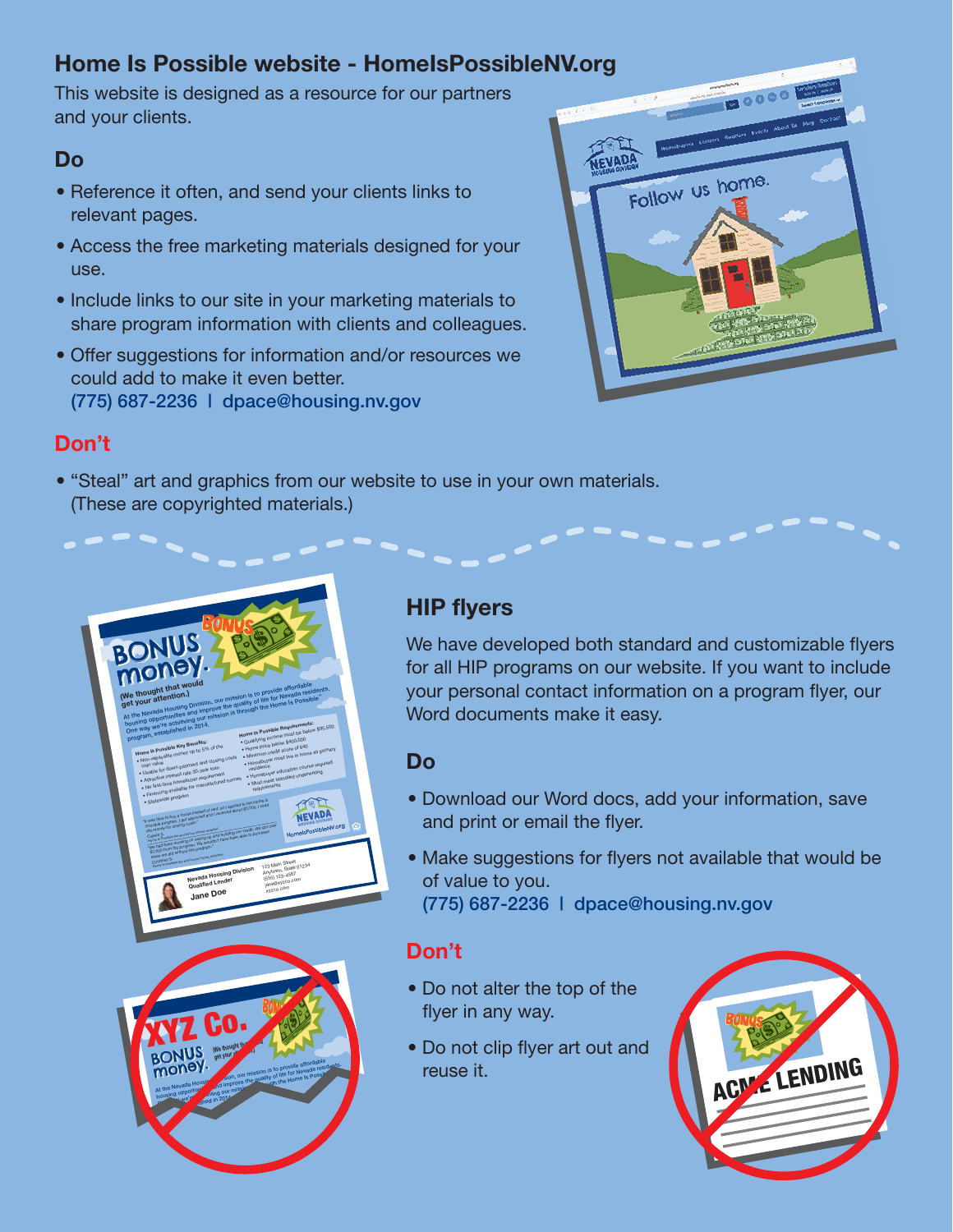## Home Is Possible website - HomeIsPossibleNV.org

This website is designed as a resource for our partners and your clients.

### Do

- Reference it often, and send your clients links to relevant pages.
- Access the free marketing materials designed for your use.
- Include links to our site in your marketing materials to share program information with clients and colleagues.
- Offer suggestions for information and/or resources we could add to make it even better.
  (775) 687-2236 | dpace@housing.nv.gov

### Don't

- "Steal" art and graphics from our website to use in your own materials. (These are copyrighted materials.)

## HIP flyers

We have developed both standard and customizable flyers for all HIP programs on our website. If you want to include your personal contact information on a program flyer, our Word documents make it easy.

### Do

- Download our Word docs, add your information, save and print or email the flyer.
- Make suggestions for flyers not available that would be of value to you.
  (775) 687-2236 | dpace@housing.nv.gov

### Don't

- Do not alter the top of the flyer in any way.
- Do not clip flyer art out and reuse it.